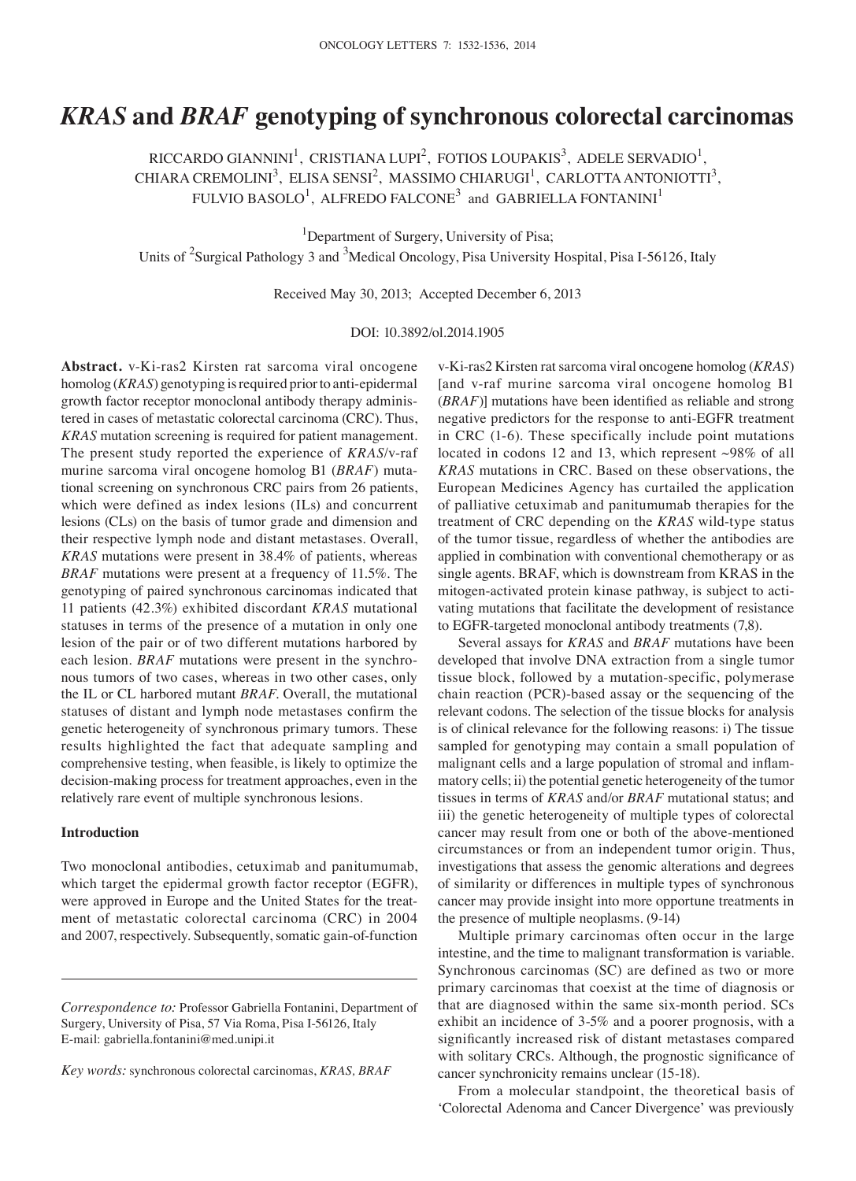# *KRAS* and *BRAF* genotyping of synchronous colorectal carcinomas

RICCARDO GIANNINI[1], CRISTIANA LUPI[2], FOTIOS LOUPAKIS[3], ADELE SERVADIO[1], CHIARA CREMOLINI[3], ELISA SENSI[2], MASSIMO CHIARUGI[1], CARLOTTA ANTONIOTTI[3], FULVIO BASOLO[1], ALFREDO FALCONE[3] and GABRIELLA FONTANINI[1]

[1]Department of Surgery, University of Pisa;
Units of [2]Surgical Pathology 3 and [3]Medical Oncology, Pisa University Hospital, Pisa I-56126, Italy

Received May 30, 2013; Accepted December 6, 2013

DOI: 10.3892/ol.2014.1905

**Abstract.** v-Ki-ras2 Kirsten rat sarcoma viral oncogene homolog (*KRAS*) genotyping is required prior to anti-epidermal growth factor receptor monoclonal antibody therapy administered in cases of metastatic colorectal carcinoma (CRC). Thus, *KRAS* mutation screening is required for patient management. The present study reported the experience of *KRAS*/v-raf murine sarcoma viral oncogene homolog B1 (*BRAF*) mutational screening on synchronous CRC pairs from 26 patients, which were defined as index lesions (ILs) and concurrent lesions (CLs) on the basis of tumor grade and dimension and their respective lymph node and distant metastases. Overall, *KRAS* mutations were present in 38.4% of patients, whereas *BRAF* mutations were present at a frequency of 11.5%. The genotyping of paired synchronous carcinomas indicated that 11 patients (42.3%) exhibited discordant *KRAS* mutational statuses in terms of the presence of a mutation in only one lesion of the pair or of two different mutations harbored by each lesion. *BRAF* mutations were present in the synchronous tumors of two cases, whereas in two other cases, only the IL or CL harbored mutant *BRAF*. Overall, the mutational statuses of distant and lymph node metastases confirm the genetic heterogeneity of synchronous primary tumors. These results highlighted the fact that adequate sampling and comprehensive testing, when feasible, is likely to optimize the decision-making process for treatment approaches, even in the relatively rare event of multiple synchronous lesions.

## Introduction

Two monoclonal antibodies, cetuximab and panitumumab, which target the epidermal growth factor receptor (EGFR), were approved in Europe and the United States for the treatment of metastatic colorectal carcinoma (CRC) in 2004 and 2007, respectively. Subsequently, somatic gain-of-function v-Ki-ras2 Kirsten rat sarcoma viral oncogene homolog (*KRAS*) [and v-raf murine sarcoma viral oncogene homolog B1 (*BRAF*)] mutations have been identified as reliable and strong negative predictors for the response to anti-EGFR treatment in CRC (1-6). These specifically include point mutations located in codons 12 and 13, which represent ~98% of all *KRAS* mutations in CRC. Based on these observations, the European Medicines Agency has curtailed the application of palliative cetuximab and panitumumab therapies for the treatment of CRC depending on the *KRAS* wild-type status of the tumor tissue, regardless of whether the antibodies are applied in combination with conventional chemotherapy or as single agents. BRAF, which is downstream from KRAS in the mitogen-activated protein kinase pathway, is subject to activating mutations that facilitate the development of resistance to EGFR-targeted monoclonal antibody treatments (7,8).

Several assays for *KRAS* and *BRAF* mutations have been developed that involve DNA extraction from a single tumor tissue block, followed by a mutation-specific, polymerase chain reaction (PCR)-based assay or the sequencing of the relevant codons. The selection of the tissue blocks for analysis is of clinical relevance for the following reasons: i) The tissue sampled for genotyping may contain a small population of malignant cells and a large population of stromal and inflammatory cells; ii) the potential genetic heterogeneity of the tumor tissues in terms of *KRAS* and/or *BRAF* mutational status; and iii) the genetic heterogeneity of multiple types of colorectal cancer may result from one or both of the above-mentioned circumstances or from an independent tumor origin. Thus, investigations that assess the genomic alterations and degrees of similarity or differences in multiple types of synchronous cancer may provide insight into more opportune treatments in the presence of multiple neoplasms. (9-14)

Multiple primary carcinomas often occur in the large intestine, and the time to malignant transformation is variable. Synchronous carcinomas (SC) are defined as two or more primary carcinomas that coexist at the time of diagnosis or that are diagnosed within the same six-month period. SCs exhibit an incidence of 3-5% and a poorer prognosis, with a significantly increased risk of distant metastases compared with solitary CRCs. Although, the prognostic significance of cancer synchronicity remains unclear (15-18).

From a molecular standpoint, the theoretical basis of 'Colorectal Adenoma and Cancer Divergence' was previously

*Correspondence to:* Professor Gabriella Fontanini, Department of Surgery, University of Pisa, 57 Via Roma, Pisa I-56126, Italy
E-mail: gabriella.fontanini@med.unipi.it

*Key words:* synchronous colorectal carcinomas, *KRAS*, *BRAF*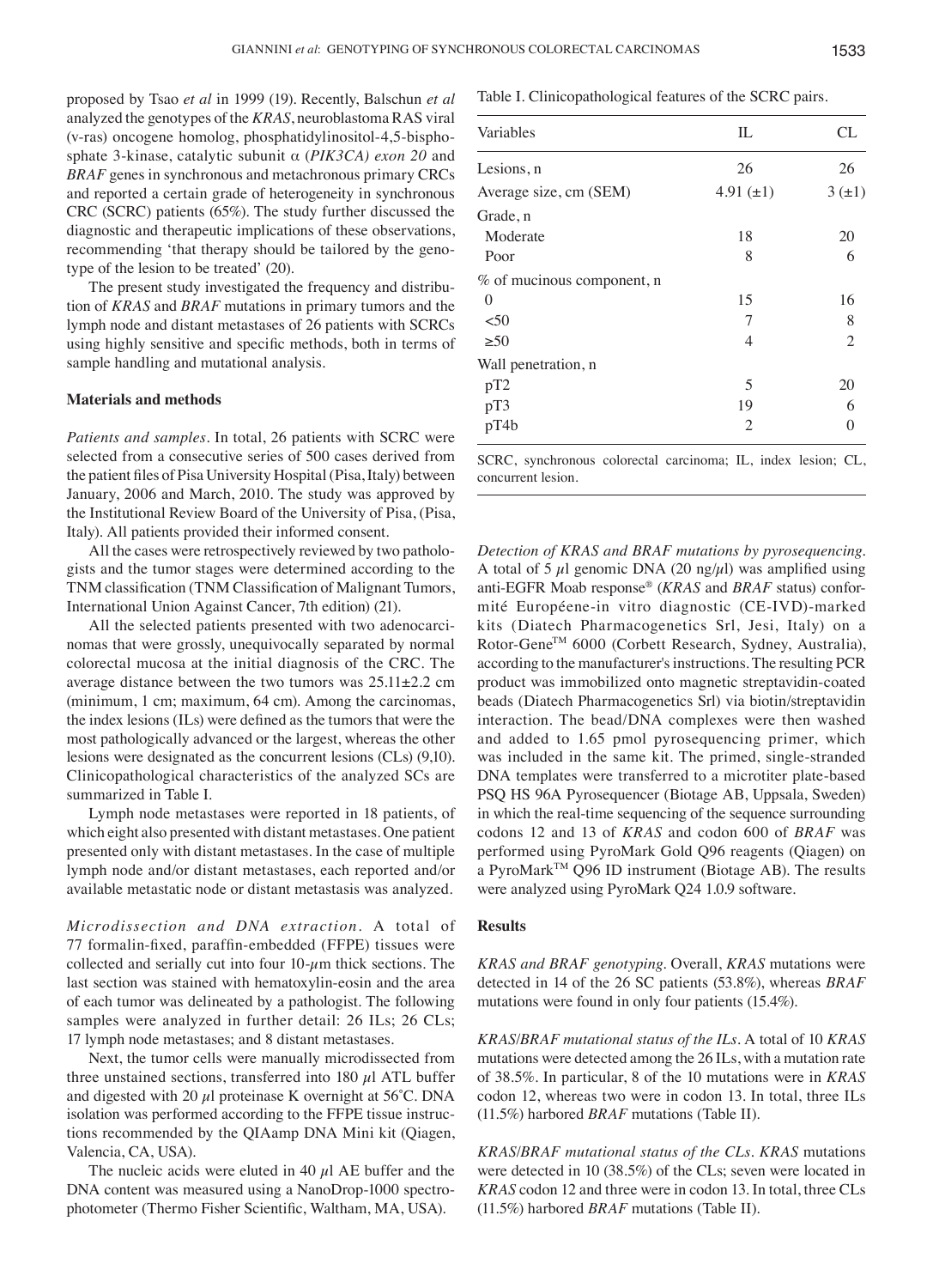proposed by Tsao *et al* in 1999 (19). Recently, Balschun *et al* analyzed the genotypes of the *KRAS*, neuroblastoma RAS viral (v-ras) oncogene homolog, phosphatidylinositol-4,5-bisphosphate 3-kinase, catalytic subunit α (*PIK3CA) exon 20* and *BRAF* genes in synchronous and metachronous primary CRCs and reported a certain grade of heterogeneity in synchronous CRC (SCRC) patients (65%). The study further discussed the diagnostic and therapeutic implications of these observations, recommending 'that therapy should be tailored by the genotype of the lesion to be treated' (20).

The present study investigated the frequency and distribution of *KRAS* and *BRAF* mutations in primary tumors and the lymph node and distant metastases of 26 patients with SCRCs using highly sensitive and specific methods, both in terms of sample handling and mutational analysis.

## Materials and methods

*Patients and samples.* In total, 26 patients with SCRC were selected from a consecutive series of 500 cases derived from the patient files of Pisa University Hospital (Pisa, Italy) between January, 2006 and March, 2010. The study was approved by the Institutional Review Board of the University of Pisa, (Pisa, Italy). All patients provided their informed consent.

All the cases were retrospectively reviewed by two pathologists and the tumor stages were determined according to the TNM classification (TNM Classification of Malignant Tumors, International Union Against Cancer, 7th edition) (21).

All the selected patients presented with two adenocarcinomas that were grossly, unequivocally separated by normal colorectal mucosa at the initial diagnosis of the CRC. The average distance between the two tumors was 25.11±2.2 cm (minimum, 1 cm; maximum, 64 cm). Among the carcinomas, the index lesions (ILs) were defined as the tumors that were the most pathologically advanced or the largest, whereas the other lesions were designated as the concurrent lesions (CLs) (9,10). Clinicopathological characteristics of the analyzed SCs are summarized in Table I.

Lymph node metastases were reported in 18 patients, of which eight also presented with distant metastases. One patient presented only with distant metastases. In the case of multiple lymph node and/or distant metastases, each reported and/or available metastatic node or distant metastasis was analyzed.

*Microdissection and DNA extraction.* A total of 77 formalin-fixed, paraffin-embedded (FFPE) tissues were collected and serially cut into four 10-μm thick sections. The last section was stained with hematoxylin-eosin and the area of each tumor was delineated by a pathologist. The following samples were analyzed in further detail: 26 ILs; 26 CLs; 17 lymph node metastases; and 8 distant metastases.

Next, the tumor cells were manually microdissected from three unstained sections, transferred into 180 μl ATL buffer and digested with 20 μl proteinase K overnight at 56˚C. DNA isolation was performed according to the FFPE tissue instructions recommended by the QIAamp DNA Mini kit (Qiagen, Valencia, CA, USA).

The nucleic acids were eluted in 40 μl AE buffer and the DNA content was measured using a NanoDrop-1000 spectrophotometer (Thermo Fisher Scientific, Waltham, MA, USA).

Table I. Clinicopathological features of the SCRC pairs.

| Variables | IL | CL |
|---|---|---|
| Lesions, n | 26 | 26 |
| Average size, cm (SEM) | 4.91 (±1) | 3 (±1) |
| Grade, n | | |
| Moderate | 18 | 20 |
| Poor | 8 | 6 |
| % of mucinous component, n | | |
| 0 | 15 | 16 |
| <50 | 7 | 8 |
| ≥50 | 4 | 2 |
| Wall penetration, n | | |
| pT2 | 5 | 20 |
| pT3 | 19 | 6 |
| pT4b | 2 | 0 |

SCRC, synchronous colorectal carcinoma; IL, index lesion; CL, concurrent lesion.

*Detection of KRAS and BRAF mutations by pyrosequencing.* A total of 5 μl genomic DNA (20 ng/μl) was amplified using anti-EGFR Moab response® (*KRAS* and *BRAF* status) conformité Européene-in vitro diagnostic (CE-IVD)-marked kits (Diatech Pharmacogenetics Srl, Jesi, Italy) on a Rotor-Gene™ 6000 (Corbett Research, Sydney, Australia), according to the manufacturer's instructions. The resulting PCR product was immobilized onto magnetic streptavidin-coated beads (Diatech Pharmacogenetics Srl) via biotin/streptavidin interaction. The bead/DNA complexes were then washed and added to 1.65 pmol pyrosequencing primer, which was included in the same kit. The primed, single-stranded DNA templates were transferred to a microtiter plate-based PSQ HS 96A Pyrosequencer (Biotage AB, Uppsala, Sweden) in which the real-time sequencing of the sequence surrounding codons 12 and 13 of *KRAS* and codon 600 of *BRAF* was performed using PyroMark Gold Q96 reagents (Qiagen) on a PyroMark™ Q96 ID instrument (Biotage AB). The results were analyzed using PyroMark Q24 1.0.9 software.

## Results

*KRAS and BRAF genotyping.* Overall, *KRAS* mutations were detected in 14 of the 26 SC patients (53.8%), whereas *BRAF* mutations were found in only four patients (15.4%).

*KRAS/BRAF mutational status of the ILs.* A total of 10 *KRAS* mutations were detected among the 26 ILs, with a mutation rate of 38.5%. In particular, 8 of the 10 mutations were in *KRAS* codon 12, whereas two were in codon 13. In total, three ILs (11.5%) harbored *BRAF* mutations (Table II).

*KRAS/BRAF mutational status of the CLs. KRAS* mutations were detected in 10 (38.5%) of the CLs; seven were located in *KRAS* codon 12 and three were in codon 13. In total, three CLs (11.5%) harbored *BRAF* mutations (Table II).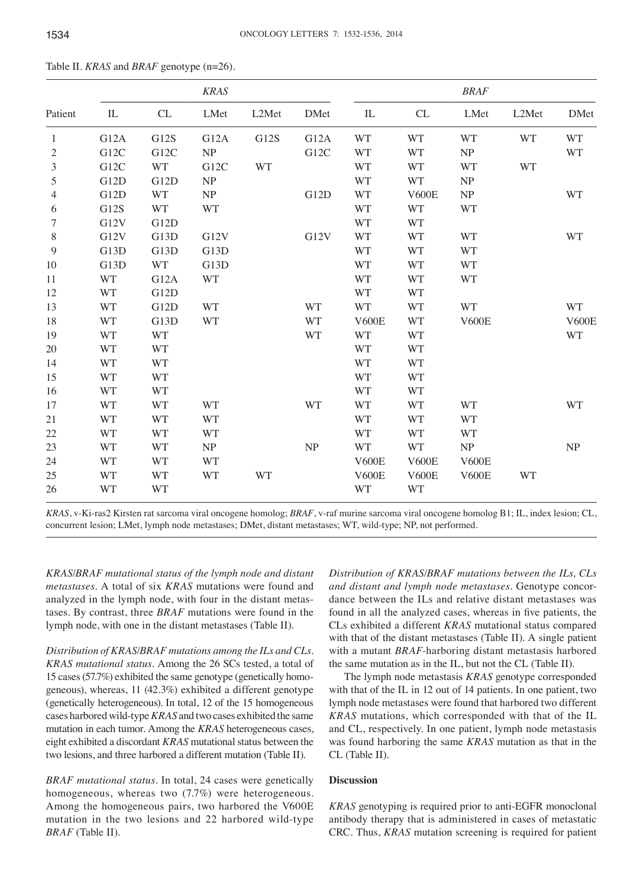Table II. *KRAS* and *BRAF* genotype (n=26).

| Patient | *KRAS* | | | | | *BRAF* | | | | |
|---|---|---|---|---|---|---|---|---|---|---|
| | IL | CL | LMet | L2Met | DMet | IL | CL | LMet | L2Met | DMet |
| 1 | G12A | G12S | G12A | G12S | G12A | WT | WT | WT | WT | WT |
| 2 | G12C | G12C | NP | | G12C | WT | WT | NP | | WT |
| 3 | G12C | WT | G12C | WT | | WT | WT | WT | WT | |
| 5 | G12D | G12D | NP | | | WT | WT | NP | | |
| 4 | G12D | WT | NP | | G12D | WT | V600E | NP | | WT |
| 6 | G12S | WT | WT | | | WT | WT | WT | | |
| 7 | G12V | G12D | | | | WT | WT | | | |
| 8 | G12V | G13D | G12V | | G12V | WT | WT | WT | | WT |
| 9 | G13D | G13D | G13D | | | WT | WT | WT | | |
| 10 | G13D | WT | G13D | | | WT | WT | WT | | |
| 11 | WT | G12A | WT | | | WT | WT | WT | | |
| 12 | WT | G12D | | | | WT | WT | | | |
| 13 | WT | G12D | WT | | WT | WT | WT | WT | | WT |
| 18 | WT | G13D | WT | | WT | V600E | WT | V600E | | V600E |
| 19 | WT | WT | | | WT | WT | WT | | | WT |
| 20 | WT | WT | | | | WT | WT | | | |
| 14 | WT | WT | | | | WT | WT | | | |
| 15 | WT | WT | | | | WT | WT | | | |
| 16 | WT | WT | | | | WT | WT | | | |
| 17 | WT | WT | WT | | WT | WT | WT | WT | | WT |
| 21 | WT | WT | WT | | | WT | WT | WT | | |
| 22 | WT | WT | WT | | | WT | WT | WT | | |
| 23 | WT | WT | NP | | NP | WT | WT | NP | | NP |
| 24 | WT | WT | WT | | | V600E | V600E | V600E | | |
| 25 | WT | WT | WT | WT | | V600E | V600E | V600E | WT | |
| 26 | WT | WT | | | | WT | WT | | | |

*KRAS*, v-Ki-ras2 Kirsten rat sarcoma viral oncogene homolog; *BRAF*, v-raf murine sarcoma viral oncogene homolog B1; IL, index lesion; CL, concurrent lesion; LMet, lymph node metastases; DMet, distant metastases; WT, wild-type; NP, not performed.

*KRAS/BRAF mutational status of the lymph node and distant metastases.* A total of six *KRAS* mutations were found and analyzed in the lymph node, with four in the distant metastases. By contrast, three *BRAF* mutations were found in the lymph node, with one in the distant metastases (Table II).

*Distribution of KRAS/BRAF mutations among the ILs and CLs. KRAS mutational status.* Among the 26 SCs tested, a total of 15 cases (57.7%) exhibited the same genotype (genetically homogeneous), whereas, 11 (42.3%) exhibited a different genotype (genetically heterogeneous). In total, 12 of the 15 homogeneous cases harbored wild-type *KRAS* and two cases exhibited the same mutation in each tumor. Among the *KRAS* heterogeneous cases, eight exhibited a discordant *KRAS* mutational status between the two lesions, and three harbored a different mutation (Table II).

*BRAF mutational status.* In total, 24 cases were genetically homogeneous, whereas two (7.7%) were heterogeneous. Among the homogeneous pairs, two harbored the V600E mutation in the two lesions and 22 harbored wild-type *BRAF* (Table II).

*Distribution of KRAS/BRAF mutations between the ILs, CLs and distant and lymph node metastases.* Genotype concordance between the ILs and relative distant metastases was found in all the analyzed cases, whereas in five patients, the CLs exhibited a different *KRAS* mutational status compared with that of the distant metastases (Table II). A single patient with a mutant *BRAF*-harboring distant metastasis harbored the same mutation as in the IL, but not the CL (Table II).

The lymph node metastasis *KRAS* genotype corresponded with that of the IL in 12 out of 14 patients. In one patient, two lymph node metastases were found that harbored two different *KRAS* mutations, which corresponded with that of the IL and CL, respectively. In one patient, lymph node metastasis was found harboring the same *KRAS* mutation as that in the CL (Table II).

## Discussion

*KRAS* genotyping is required prior to anti-EGFR monoclonal antibody therapy that is administered in cases of metastatic CRC. Thus, *KRAS* mutation screening is required for patient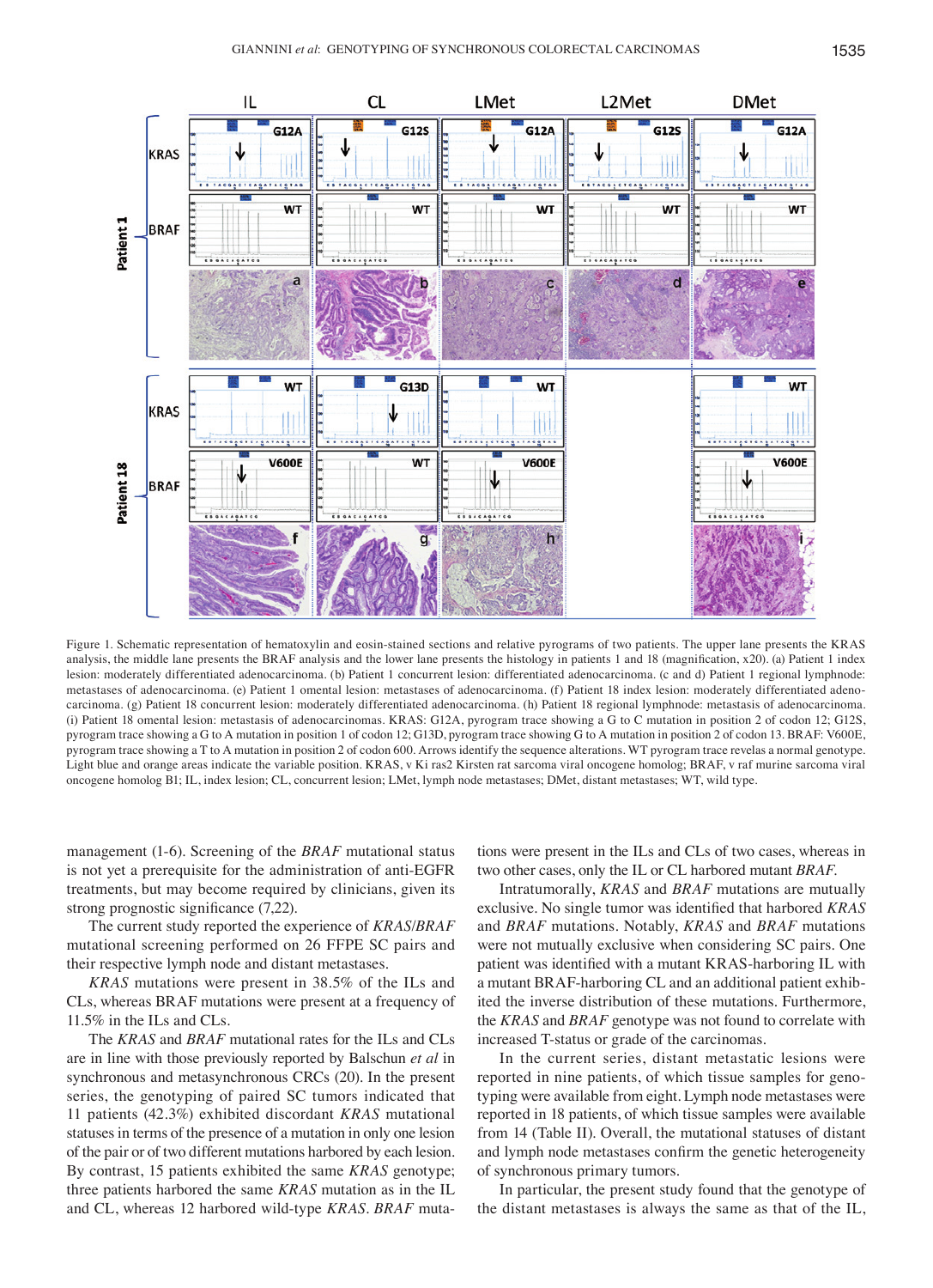Figure 1. Schematic representation of hematoxylin and eosin-stained sections and relative pyrograms of two patients. The upper lane presents the KRAS analysis, the middle lane presents the BRAF analysis and the lower lane presents the histology in patients 1 and 18 (magnification, x20). (a) Patient 1 index lesion: moderately differentiated adenocarcinoma. (b) Patient 1 concurrent lesion: differentiated adenocarcinoma. (c and d) Patient 1 regional lymphnode: metastases of adenocarcinoma. (e) Patient 1 omental lesion: metastases of adenocarcinoma. (f) Patient 18 index lesion: moderately differentiated adenocarcinoma. (g) Patient 18 concurrent lesion: moderately differentiated adenocarcinoma. (h) Patient 18 regional lymphnode: metastasis of adenocarcinoma. (i) Patient 18 omental lesion: metastasis of adenocarcinomas. KRAS: G12A, pyrogram trace showing a G to C mutation in position 2 of codon 12; G12S, pyrogram trace showing a G to A mutation in position 1 of codon 12; G13D, pyrogram trace showing G to A mutation in position 2 of codon 13. BRAF: V600E, pyrogram trace showing a T to A mutation in position 2 of codon 600. Arrows identify the sequence alterations. WT pyrogram trace revelas a normal genotype. Light blue and orange areas indicate the variable position. KRAS, v Ki ras2 Kirsten rat sarcoma viral oncogene homolog; BRAF, v raf murine sarcoma viral oncogene homolog B1; IL, index lesion; CL, concurrent lesion; LMet, lymph node metastases; DMet, distant metastases; WT, wild type.

management (1-6). Screening of the *BRAF* mutational status is not yet a prerequisite for the administration of anti-EGFR treatments, but may become required by clinicians, given its strong prognostic significance (7,22).

The current study reported the experience of *KRAS*/*BRAF* mutational screening performed on 26 FFPE SC pairs and their respective lymph node and distant metastases.

*KRAS* mutations were present in 38.5% of the ILs and CLs, whereas BRAF mutations were present at a frequency of 11.5% in the ILs and CLs.

The *KRAS* and *BRAF* mutational rates for the ILs and CLs are in line with those previously reported by Balschun *et al* in synchronous and metasynchronous CRCs (20). In the present series, the genotyping of paired SC tumors indicated that 11 patients (42.3%) exhibited discordant *KRAS* mutational statuses in terms of the presence of a mutation in only one lesion of the pair or of two different mutations harbored by each lesion. By contrast, 15 patients exhibited the same *KRAS* genotype; three patients harbored the same *KRAS* mutation as in the IL and CL, whereas 12 harbored wild-type *KRAS*. *BRAF* mutations were present in the ILs and CLs of two cases, whereas in two other cases, only the IL or CL harbored mutant *BRAF*.

Intratumorally, *KRAS* and *BRAF* mutations are mutually exclusive. No single tumor was identified that harbored *KRAS* and *BRAF* mutations. Notably, *KRAS* and *BRAF* mutations were not mutually exclusive when considering SC pairs. One patient was identified with a mutant KRAS-harboring IL with a mutant BRAF-harboring CL and an additional patient exhibited the inverse distribution of these mutations. Furthermore, the *KRAS* and *BRAF* genotype was not found to correlate with increased T-status or grade of the carcinomas.

In the current series, distant metastatic lesions were reported in nine patients, of which tissue samples for genotyping were available from eight. Lymph node metastases were reported in 18 patients, of which tissue samples were available from 14 (Table II). Overall, the mutational statuses of distant and lymph node metastases confirm the genetic heterogeneity of synchronous primary tumors.

In particular, the present study found that the genotype of the distant metastases is always the same as that of the IL,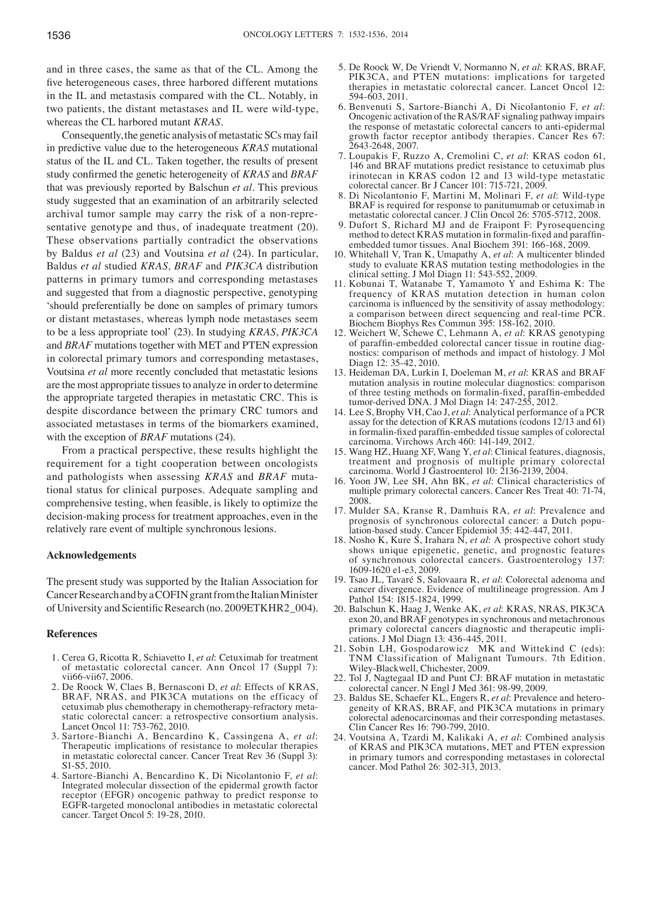and in three cases, the same as that of the CL. Among the five heterogeneous cases, three harbored different mutations in the IL and metastasis compared with the CL. Notably, in two patients, the distant metastases and IL were wild-type, whereas the CL harbored mutant *KRAS*.

Consequently, the genetic analysis of metastatic SCs may fail in predictive value due to the heterogeneous *KRAS* mutational status of the IL and CL. Taken together, the results of present study confirmed the genetic heterogeneity of *KRAS* and *BRAF* that was previously reported by Balschun *et al*. This previous study suggested that an examination of an arbitrarily selected archival tumor sample may carry the risk of a non-representative genotype and thus, of inadequate treatment (20). These observations partially contradict the observations by Baldus *et al* (23) and Voutsina *et al* (24). In particular, Baldus *et al* studied *KRAS, BRAF* and *PIK3CA* distribution patterns in primary tumors and corresponding metastases and suggested that from a diagnostic perspective, genotyping 'should preferentially be done on samples of primary tumors or distant metastases, whereas lymph node metastases seem to be a less appropriate tool' (23). In studying *KRAS*, *PIK3CA* and *BRAF* mutations together with MET and PTEN expression in colorectal primary tumors and corresponding metastases, Voutsina *et al* more recently concluded that metastatic lesions are the most appropriate tissues to analyze in order to determine the appropriate targeted therapies in metastatic CRC. This is despite discordance between the primary CRC tumors and associated metastases in terms of the biomarkers examined, with the exception of *BRAF* mutations (24).

From a practical perspective, these results highlight the requirement for a tight cooperation between oncologists and pathologists when assessing *KRAS* and *BRAF* mutational status for clinical purposes. Adequate sampling and comprehensive testing, when feasible, is likely to optimize the decision-making process for treatment approaches, even in the relatively rare event of multiple synchronous lesions.

## Acknowledgements

The present study was supported by the Italian Association for Cancer Research and by a COFIN grant from the Italian Minister of University and Scientific Research (no. 2009ETKHR2_004).

## References

1. Cerea G, Ricotta R, Schiavetto I, *et al*: Cetuximab for treatment of metastatic colorectal cancer. Ann Oncol 17 (Suppl 7): vii66-vii67, 2006.
2. De Roock W, Claes B, Bernasconi D, *et al*: Effects of KRAS, BRAF, NRAS, and PIK3CA mutations on the efficacy of cetuximab plus chemotherapy in chemotherapy-refractory metastatic colorectal cancer: a retrospective consortium analysis. Lancet Oncol 11: 753-762, 2010.
3. Sartore-Bianchi A, Bencardino K, Cassingena A, *et al*: Therapeutic implications of resistance to molecular therapies in metastatic colorectal cancer. Cancer Treat Rev 36 (Suppl 3): S1-S5, 2010.
4. Sartore-Bianchi A, Bencardino K, Di Nicolantonio F, *et al*: Integrated molecular dissection of the epidermal growth factor receptor (EFGR) oncogenic pathway to predict response to EGFR-targeted monoclonal antibodies in metastatic colorectal cancer. Target Oncol 5: 19-28, 2010.
5. De Roock W, De Vriendt V, Normanno N, *et al*: KRAS, BRAF, PIK3CA, and PTEN mutations: implications for targeted therapies in metastatic colorectal cancer. Lancet Oncol 12: 594-603, 2011.
6. Benvenuti S, Sartore-Bianchi A, Di Nicolantonio F, *et al*: Oncogenic activation of the RAS/RAF signaling pathway impairs the response of metastatic colorectal cancers to anti-epidermal growth factor receptor antibody therapies. Cancer Res 67: 2643-2648, 2007.
7. Loupakis F, Ruzzo A, Cremolini C, *et al*: KRAS codon 61, 146 and BRAF mutations predict resistance to cetuximab plus irinotecan in KRAS codon 12 and 13 wild-type metastatic colorectal cancer. Br J Cancer 101: 715-721, 2009.
8. Di Nicolantonio F, Martini M, Molinari F, *et al*: Wild-type BRAF is required for response to panitumumab or cetuximab in metastatic colorectal cancer. J Clin Oncol 26: 5705-5712, 2008.
9. Dufort S, Richard MJ and de Fraipont F: Pyrosequencing method to detect KRAS mutation in formalin-fixed and paraffin-embedded tumor tissues. Anal Biochem 391: 166-168, 2009.
10. Whitehall V, Tran K, Umapathy A, *et al*: A multicenter blinded study to evaluate KRAS mutation testing methodologies in the clinical setting. J Mol Diagn 11: 543-552, 2009.
11. Kobunai T, Watanabe T, Yamamoto Y and Eshima K: The frequency of KRAS mutation detection in human colon carcinoma is influenced by the sensitivity of assay methodology: a comparison between direct sequencing and real-time PCR. Biochem Biophys Res Commun 395: 158-162, 2010.
12. Weichert W, Schewe C, Lehmann A, *et al*: KRAS genotyping of paraffin-embedded colorectal cancer tissue in routine diagnostics: comparison of methods and impact of histology. J Mol Diagn 12: 35-42, 2010.
13. Heideman DA, Lurkin I, Doeleman M, *et al*: KRAS and BRAF mutation analysis in routine molecular diagnostics: comparison of three testing methods on formalin-fixed, paraffin-embedded tumor-derived DNA. J Mol Diagn 14: 247-255, 2012.
14. Lee S, Brophy VH, Cao J, *et al*: Analytical performance of a PCR assay for the detection of KRAS mutations (codons 12/13 and 61) in formalin-fixed paraffin-embedded tissue samples of colorectal carcinoma. Virchows Arch 460: 141-149, 2012.
15. Wang HZ, Huang XF, Wang Y, *et al*: Clinical features, diagnosis, treatment and prognosis of multiple primary colorectal carcinoma. World J Gastroenterol 10: 2136-2139, 2004.
16. Yoon JW, Lee SH, Ahn BK, *et al*: Clinical characteristics of multiple primary colorectal cancers. Cancer Res Treat 40: 71-74, 2008.
17. Mulder SA, Kranse R, Damhuis RA, *et al*: Prevalence and prognosis of synchronous colorectal cancer: a Dutch population-based study. Cancer Epidemiol 35: 442-447, 2011.
18. Nosho K, Kure S, Irahara N, *et al*: A prospective cohort study shows unique epigenetic, genetic, and prognostic features of synchronous colorectal cancers. Gastroenterology 137: 1609-1620 e1-e3, 2009.
19. Tsao JL, Tavaré S, Salovaara R, *et al*: Colorectal adenoma and cancer divergence. Evidence of multilineage progression. Am J Pathol 154: 1815-1824, 1999.
20. Balschun K, Haag J, Wenke AK, *et al*: KRAS, NRAS, PIK3CA exon 20, and BRAF genotypes in synchronous and metachronous primary colorectal cancers diagnostic and therapeutic implications. J Mol Diagn 13: 436-445, 2011.
21. Sobin LH, Gospodarowicz MK and Wittekind C (eds): TNM Classification of Malignant Tumours. 7th Edition. Wiley-Blackwell, Chichester, 2009.
22. Tol J, Nagtegaal ID and Punt CJ: BRAF mutation in metastatic colorectal cancer. N Engl J Med 361: 98-99, 2009.
23. Baldus SE, Schaefer KL, Engers R, *et al*: Prevalence and heterogeneity of KRAS, BRAF, and PIK3CA mutations in primary colorectal adenocarcinomas and their corresponding metastases. Clin Cancer Res 16: 790-799, 2010.
24. Voutsina A, Tzardi M, Kalikaki A, *et al*: Combined analysis of KRAS and PIK3CA mutations, MET and PTEN expression in primary tumors and corresponding metastases in colorectal cancer. Mod Pathol 26: 302-313, 2013.